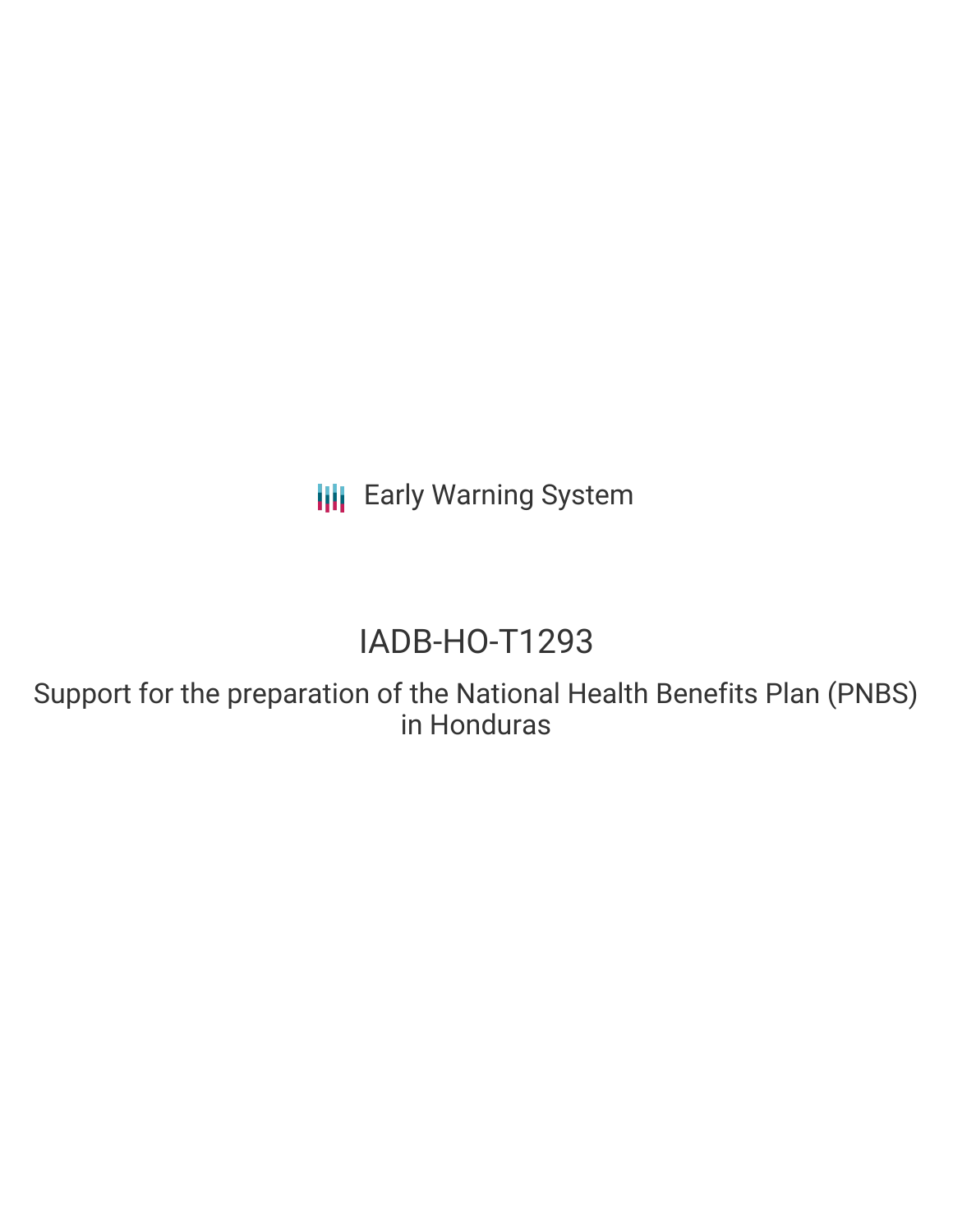Early Warning System

# IADB-HO-T1293

## Support for the preparation of the National Health Benefits Plan (PNBS) in Honduras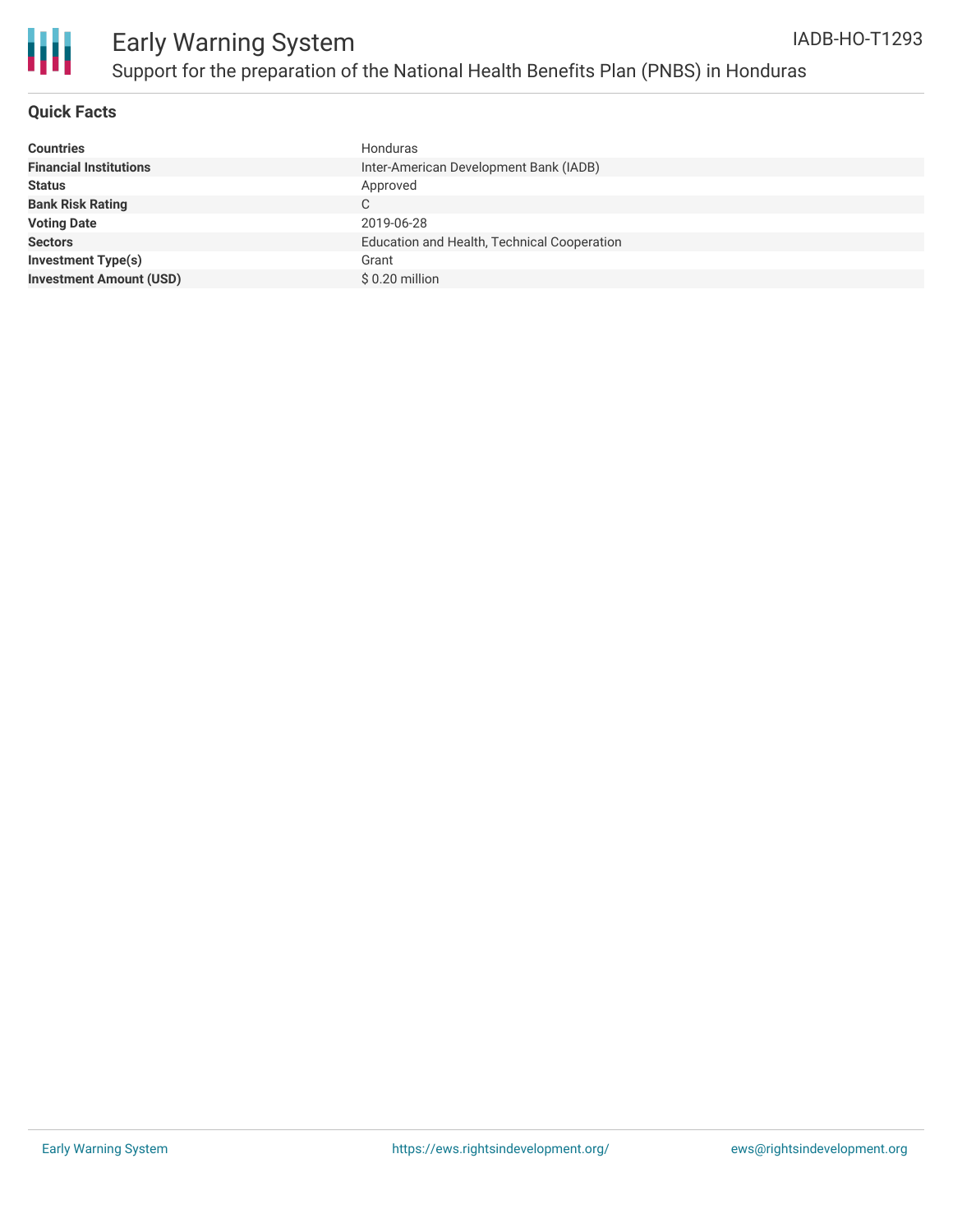# Early Warning System

## Support for the preparation of the National Health Benefits Plan (PNBS) in Honduras

IADB-HO-T1293

### Quick Facts

| | |
|---|---|
| **Countries** | Honduras |
| **Financial Institutions** | Inter-American Development Bank (IADB) |
| **Status** | Approved |
| **Bank Risk Rating** | C |
| **Voting Date** | 2019-06-28 |
| **Sectors** | Education and Health, Technical Cooperation |
| **Investment Type(s)** | Grant |
| **Investment Amount (USD)** | $ 0.20 million |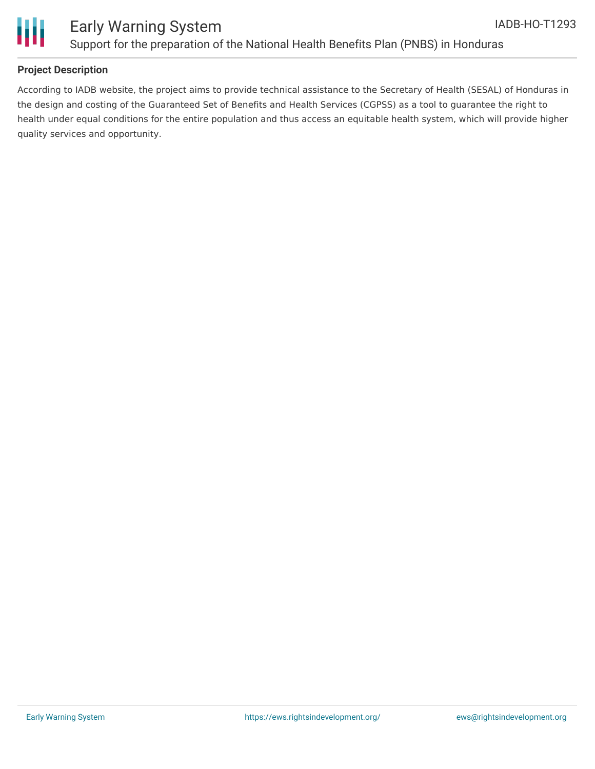**Project Description**

According to IADB website, the project aims to provide technical assistance to the Secretary of Health (SESAL) of Honduras in the design and costing of the Guaranteed Set of Benefits and Health Services (CGPSS) as a tool to guarantee the right to health under equal conditions for the entire population and thus access an equitable health system, which will provide higher quality services and opportunity.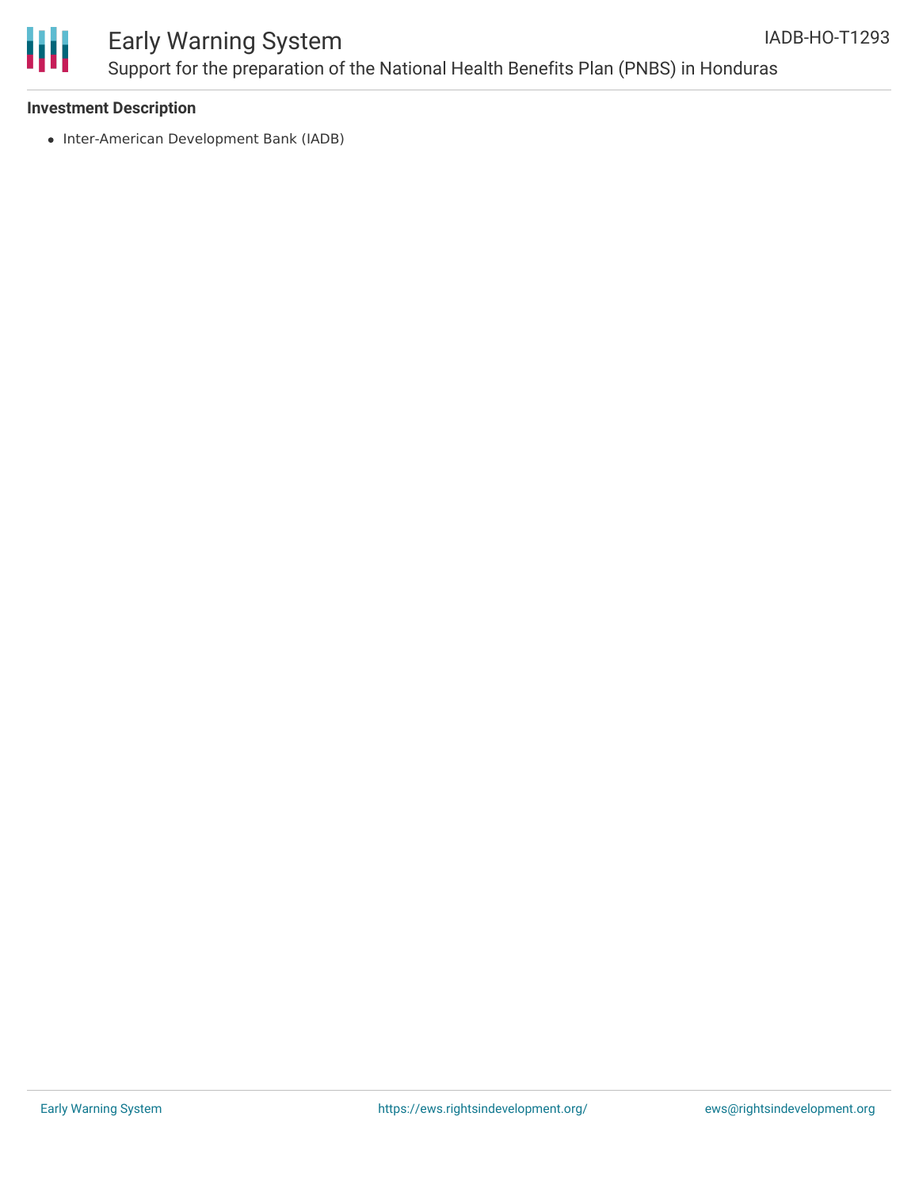**Investment Description**

- Inter-American Development Bank (IADB)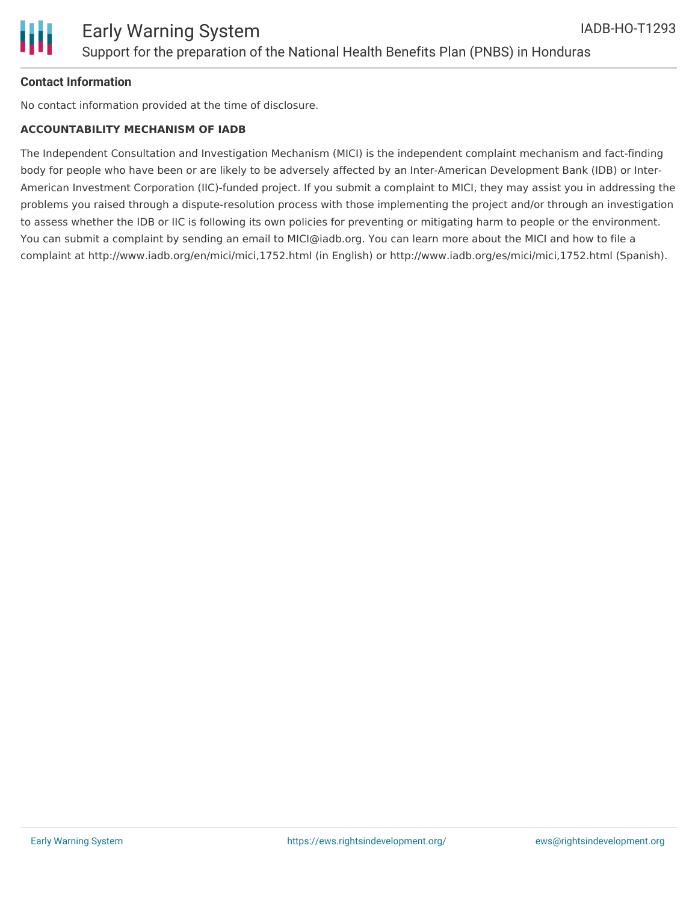**Contact Information**

No contact information provided at the time of disclosure.

**ACCOUNTABILITY MECHANISM OF IADB**

The Independent Consultation and Investigation Mechanism (MICI) is the independent complaint mechanism and fact-finding body for people who have been or are likely to be adversely affected by an Inter-American Development Bank (IDB) or Inter-American Investment Corporation (IIC)-funded project. If you submit a complaint to MICI, they may assist you in addressing the problems you raised through a dispute-resolution process with those implementing the project and/or through an investigation to assess whether the IDB or IIC is following its own policies for preventing or mitigating harm to people or the environment. You can submit a complaint by sending an email to MICI@iadb.org. You can learn more about the MICI and how to file a complaint at http://www.iadb.org/en/mici/mici,1752.html (in English) or http://www.iadb.org/es/mici/mici,1752.html (Spanish).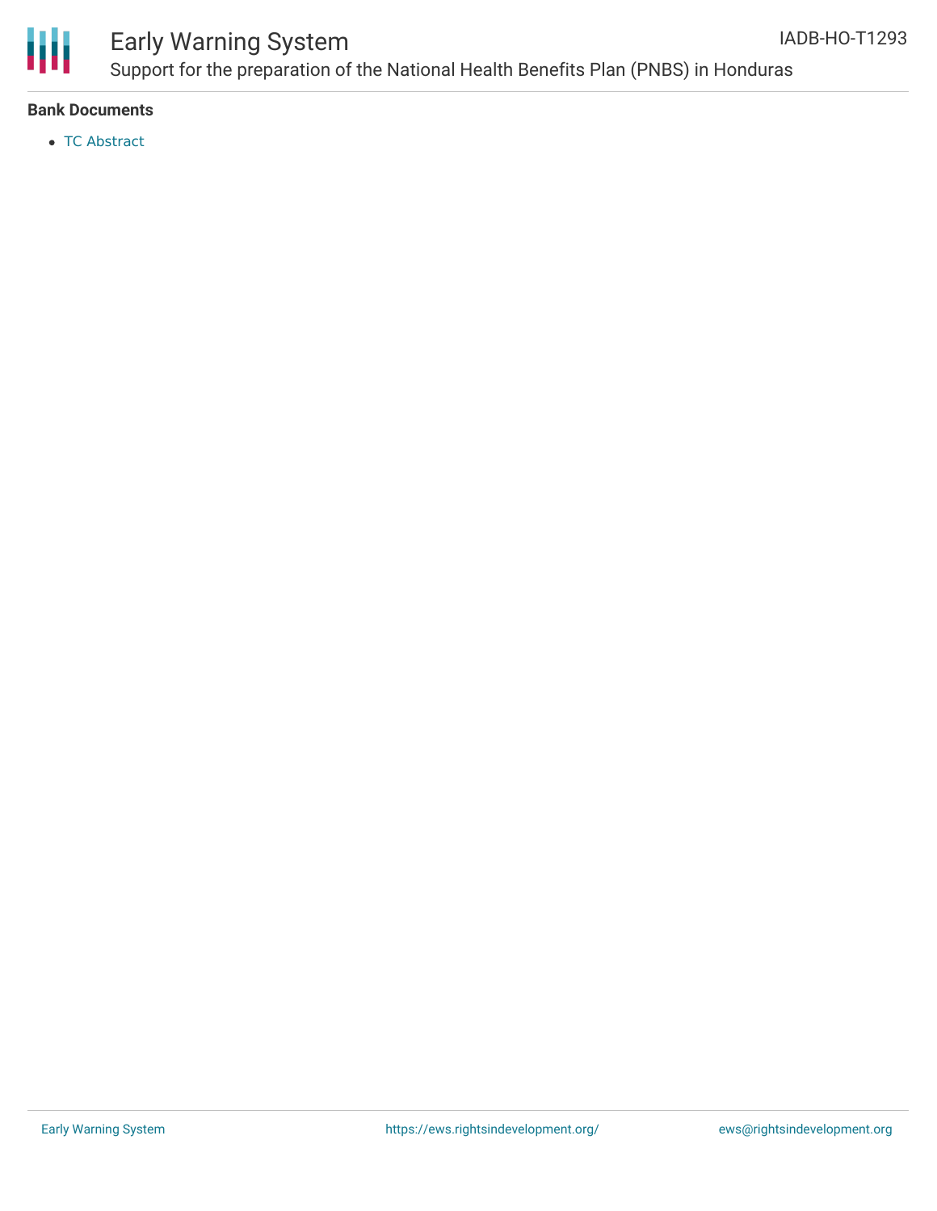### Bank Documents

- TC Abstract